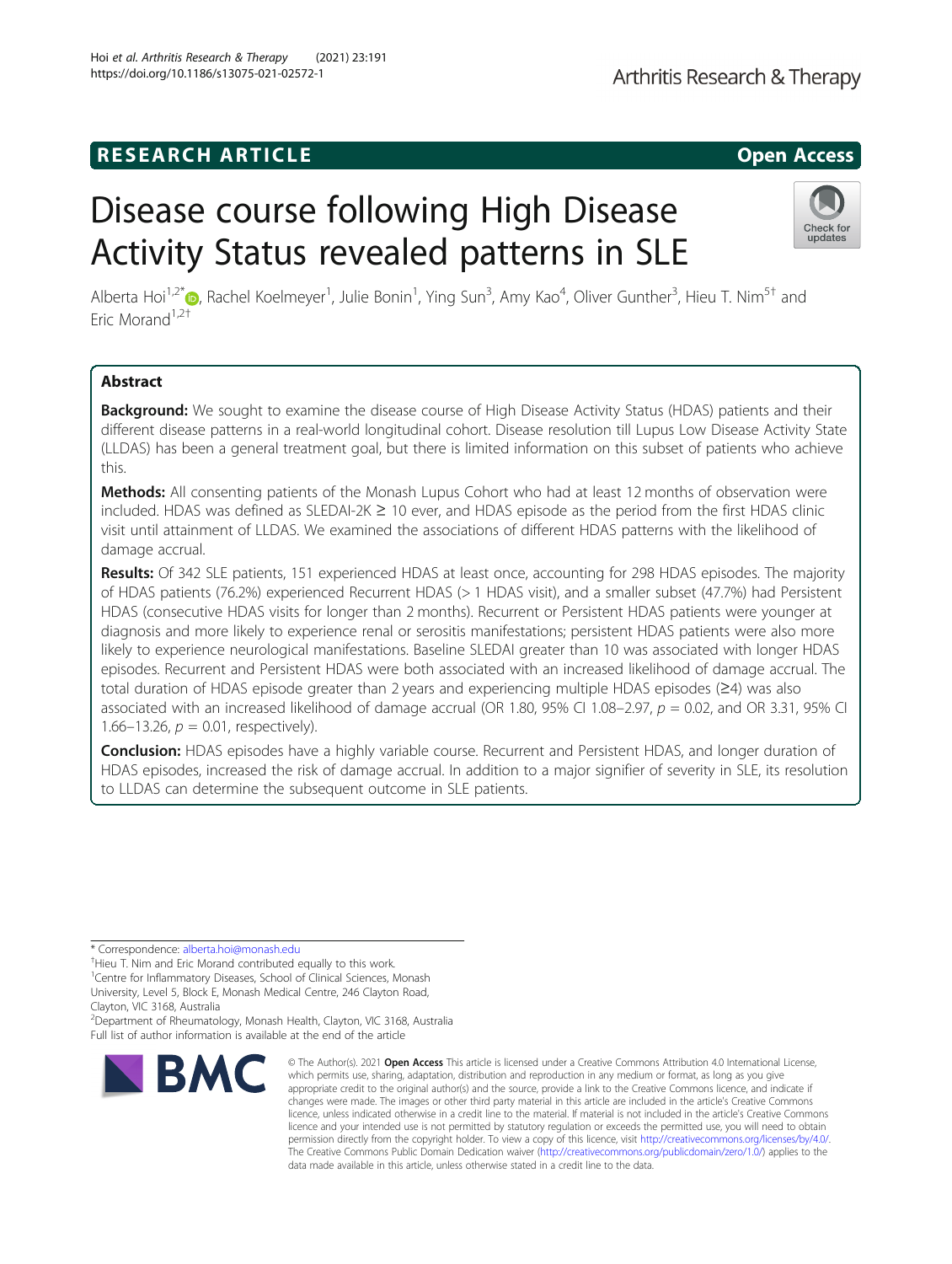RESEARCH ARTICLE

Open Access

# Disease course following High Disease Activity Status revealed patterns in SLE

Alberta Hoi[1,2*], Rachel Koelmeyer[1], Julie Bonin[1], Ying Sun[3], Amy Kao[4], Oliver Gunther[3], Hieu T. Nim[5†] and Eric Morand[1,2†]

## Abstract

**Background:** We sought to examine the disease course of High Disease Activity Status (HDAS) patients and their different disease patterns in a real-world longitudinal cohort. Disease resolution till Lupus Low Disease Activity State (LLDAS) has been a general treatment goal, but there is limited information on this subset of patients who achieve this.

**Methods:** All consenting patients of the Monash Lupus Cohort who had at least 12 months of observation were included. HDAS was defined as SLEDAI-2K ≥ 10 ever, and HDAS episode as the period from the first HDAS clinic visit until attainment of LLDAS. We examined the associations of different HDAS patterns with the likelihood of damage accrual.

**Results:** Of 342 SLE patients, 151 experienced HDAS at least once, accounting for 298 HDAS episodes. The majority of HDAS patients (76.2%) experienced Recurrent HDAS (> 1 HDAS visit), and a smaller subset (47.7%) had Persistent HDAS (consecutive HDAS visits for longer than 2 months). Recurrent or Persistent HDAS patients were younger at diagnosis and more likely to experience renal or serositis manifestations; persistent HDAS patients were also more likely to experience neurological manifestations. Baseline SLEDAI greater than 10 was associated with longer HDAS episodes. Recurrent and Persistent HDAS were both associated with an increased likelihood of damage accrual. The total duration of HDAS episode greater than 2 years and experiencing multiple HDAS episodes (≥4) was also associated with an increased likelihood of damage accrual (OR 1.80, 95% CI 1.08–2.97, $p = 0.02$, and OR 3.31, 95% CI 1.66–13.26, $p = 0.01$, respectively).

**Conclusion:** HDAS episodes have a highly variable course. Recurrent and Persistent HDAS, and longer duration of HDAS episodes, increased the risk of damage accrual. In addition to a major signifier of severity in SLE, its resolution to LLDAS can determine the subsequent outcome in SLE patients.

\* Correspondence: alberta.hoi@monash.edu

†Hieu T. Nim and Eric Morand contributed equally to this work.

[1]Centre for Inflammatory Diseases, School of Clinical Sciences, Monash University, Level 5, Block E, Monash Medical Centre, 246 Clayton Road, Clayton, VIC 3168, Australia

[2]Department of Rheumatology, Monash Health, Clayton, VIC 3168, Australia

Full list of author information is available at the end of the article

© The Author(s). 2021 **Open Access** This article is licensed under a Creative Commons Attribution 4.0 International License, which permits use, sharing, adaptation, distribution and reproduction in any medium or format, as long as you give appropriate credit to the original author(s) and the source, provide a link to the Creative Commons licence, and indicate if changes were made. The images or other third party material in this article are included in the article's Creative Commons licence, unless indicated otherwise in a credit line to the material. If material is not included in the article's Creative Commons licence and your intended use is not permitted by statutory regulation or exceeds the permitted use, you will need to obtain permission directly from the copyright holder. To view a copy of this licence, visit http://creativecommons.org/licenses/by/4.0/. The Creative Commons Public Domain Dedication waiver (http://creativecommons.org/publicdomain/zero/1.0/) applies to the data made available in this article, unless otherwise stated in a credit line to the data.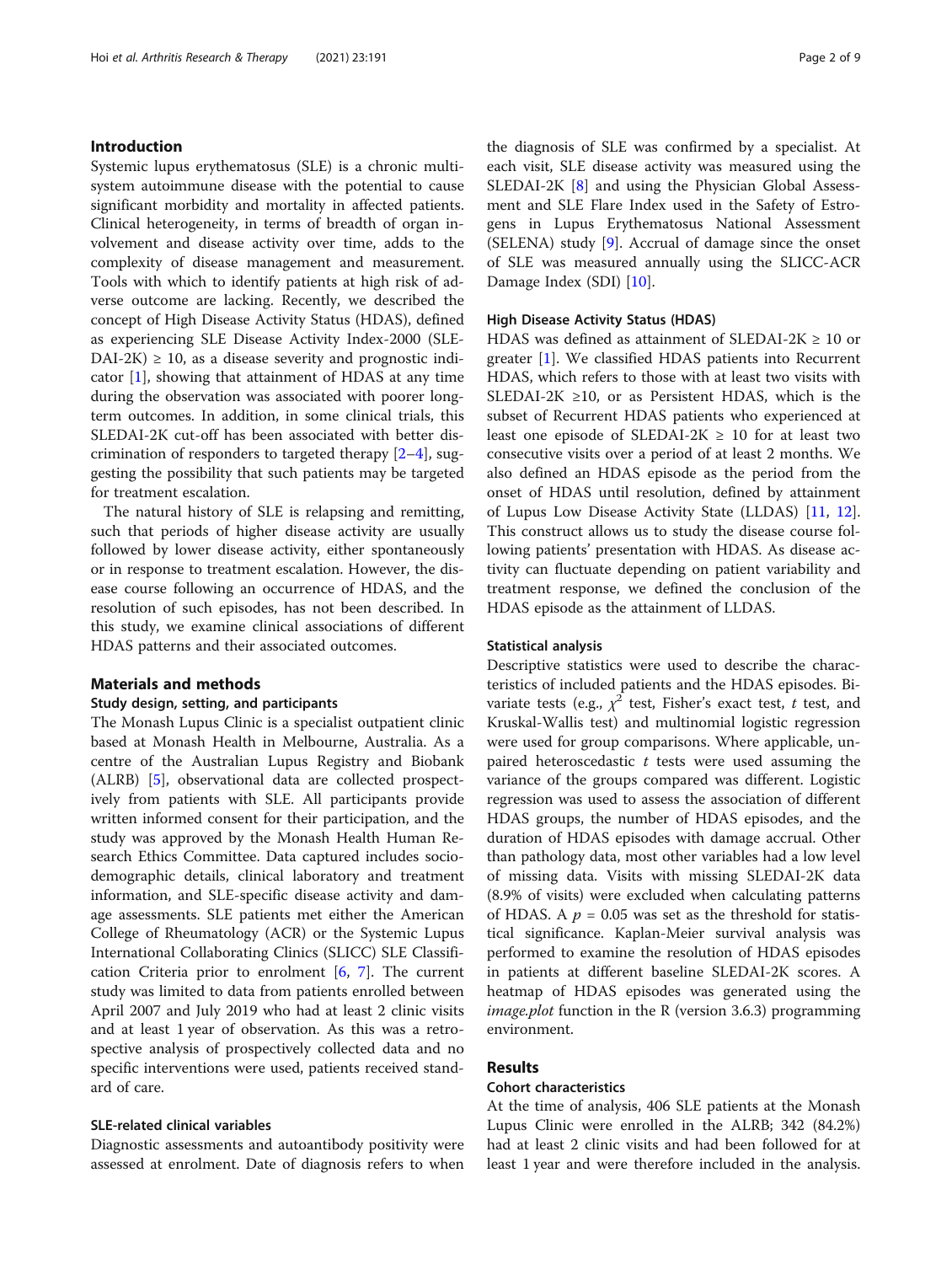## Introduction

Systemic lupus erythematosus (SLE) is a chronic multisystem autoimmune disease with the potential to cause significant morbidity and mortality in affected patients. Clinical heterogeneity, in terms of breadth of organ involvement and disease activity over time, adds to the complexity of disease management and measurement. Tools with which to identify patients at high risk of adverse outcome are lacking. Recently, we described the concept of High Disease Activity Status (HDAS), defined as experiencing SLE Disease Activity Index-2000 (SLEDAI-2K) ≥ 10, as a disease severity and prognostic indicator [1], showing that attainment of HDAS at any time during the observation was associated with poorer long-term outcomes. In addition, in some clinical trials, this SLEDAI-2K cut-off has been associated with better discrimination of responders to targeted therapy [2–4], suggesting the possibility that such patients may be targeted for treatment escalation.

The natural history of SLE is relapsing and remitting, such that periods of higher disease activity are usually followed by lower disease activity, either spontaneously or in response to treatment escalation. However, the disease course following an occurrence of HDAS, and the resolution of such episodes, has not been described. In this study, we examine clinical associations of different HDAS patterns and their associated outcomes.

## Materials and methods

### Study design, setting, and participants

The Monash Lupus Clinic is a specialist outpatient clinic based at Monash Health in Melbourne, Australia. As a centre of the Australian Lupus Registry and Biobank (ALRB) [5], observational data are collected prospectively from patients with SLE. All participants provide written informed consent for their participation, and the study was approved by the Monash Health Human Research Ethics Committee. Data captured includes sociodemographic details, clinical laboratory and treatment information, and SLE-specific disease activity and damage assessments. SLE patients met either the American College of Rheumatology (ACR) or the Systemic Lupus International Collaborating Clinics (SLICC) SLE Classification Criteria prior to enrolment [6, 7]. The current study was limited to data from patients enrolled between April 2007 and July 2019 who had at least 2 clinic visits and at least 1 year of observation. As this was a retrospective analysis of prospectively collected data and no specific interventions were used, patients received standard of care.

### SLE-related clinical variables

Diagnostic assessments and autoantibody positivity were assessed at enrolment. Date of diagnosis refers to when the diagnosis of SLE was confirmed by a specialist. At each visit, SLE disease activity was measured using the SLEDAI-2K [8] and using the Physician Global Assessment and SLE Flare Index used in the Safety of Estrogens in Lupus Erythematosus National Assessment (SELENA) study [9]. Accrual of damage since the onset of SLE was measured annually using the SLICC-ACR Damage Index (SDI) [10].

### High Disease Activity Status (HDAS)

HDAS was defined as attainment of SLEDAI-2K ≥ 10 or greater [1]. We classified HDAS patients into Recurrent HDAS, which refers to those with at least two visits with SLEDAI-2K ≥10, or as Persistent HDAS, which is the subset of Recurrent HDAS patients who experienced at least one episode of SLEDAI-2K ≥ 10 for at least two consecutive visits over a period of at least 2 months. We also defined an HDAS episode as the period from the onset of HDAS until resolution, defined by attainment of Lupus Low Disease Activity State (LLDAS) [11, 12]. This construct allows us to study the disease course following patients' presentation with HDAS. As disease activity can fluctuate depending on patient variability and treatment response, we defined the conclusion of the HDAS episode as the attainment of LLDAS.

### Statistical analysis

Descriptive statistics were used to describe the characteristics of included patients and the HDAS episodes. Bivariate tests (e.g., $\chi^2$ test, Fisher's exact test, *t* test, and Kruskal-Wallis test) and multinomial logistic regression were used for group comparisons. Where applicable, unpaired heteroscedastic *t* tests were used assuming the variance of the groups compared was different. Logistic regression was used to assess the association of different HDAS groups, the number of HDAS episodes, and the duration of HDAS episodes with damage accrual. Other than pathology data, most other variables had a low level of missing data. Visits with missing SLEDAI-2K data (8.9% of visits) were excluded when calculating patterns of HDAS. A $p = 0.05$ was set as the threshold for statistical significance. Kaplan-Meier survival analysis was performed to examine the resolution of HDAS episodes in patients at different baseline SLEDAI-2K scores. A heatmap of HDAS episodes was generated using the *image.plot* function in the R (version 3.6.3) programming environment.

## Results

### Cohort characteristics

At the time of analysis, 406 SLE patients at the Monash Lupus Clinic were enrolled in the ALRB; 342 (84.2%) had at least 2 clinic visits and had been followed for at least 1 year and were therefore included in the analysis.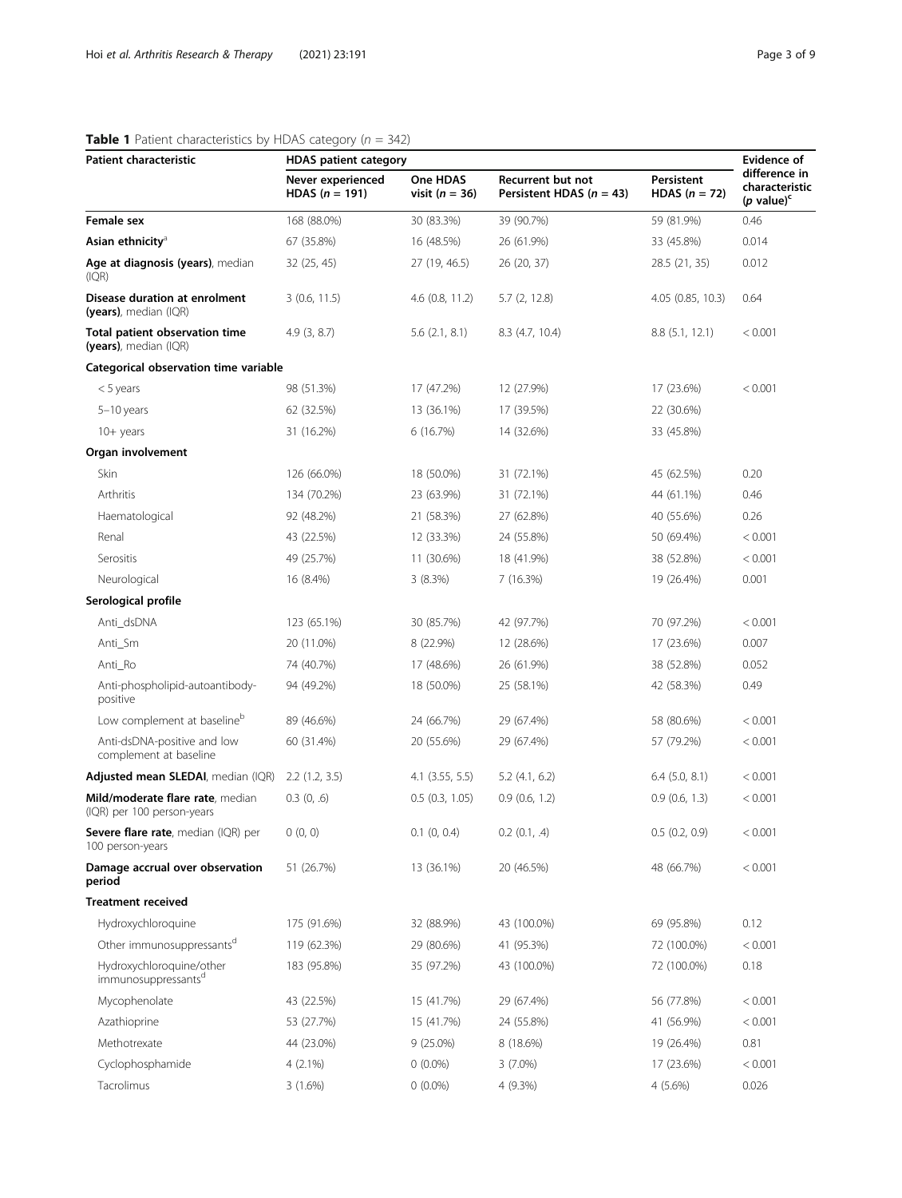**Table 1** Patient characteristics by HDAS category ($n$ = 342)

| Patient characteristic | HDAS patient category | | | | Evidence of difference in characteristic ($p$ value)[c] |
|---|---|---|---|---|---|
| | Never experienced HDAS ($n$ = 191) | One HDAS visit ($n$ = 36) | Recurrent but not Persistent HDAS ($n$ = 43) | Persistent HDAS ($n$ = 72) | |
| **Female sex** | 168 (88.0%) | 30 (83.3%) | 39 (90.7%) | 59 (81.9%) | 0.46 |
| **Asian ethnicity**[a] | 67 (35.8%) | 16 (48.5%) | 26 (61.9%) | 33 (45.8%) | 0.014 |
| **Age at diagnosis (years)**, median (IQR) | 32 (25, 45) | 27 (19, 46.5) | 26 (20, 37) | 28.5 (21, 35) | 0.012 |
| **Disease duration at enrolment (years)**, median (IQR) | 3 (0.6, 11.5) | 4.6 (0.8, 11.2) | 5.7 (2, 12.8) | 4.05 (0.85, 10.3) | 0.64 |
| **Total patient observation time (years)**, median (IQR) | 4.9 (3, 8.7) | 5.6 (2.1, 8.1) | 8.3 (4.7, 10.4) | 8.8 (5.1, 12.1) | < 0.001 |
| **Categorical observation time variable** | | | | | |
| < 5 years | 98 (51.3%) | 17 (47.2%) | 12 (27.9%) | 17 (23.6%) | < 0.001 |
| 5–10 years | 62 (32.5%) | 13 (36.1%) | 17 (39.5%) | 22 (30.6%) | |
| 10+ years | 31 (16.2%) | 6 (16.7%) | 14 (32.6%) | 33 (45.8%) | |
| **Organ involvement** | | | | | |
| Skin | 126 (66.0%) | 18 (50.0%) | 31 (72.1%) | 45 (62.5%) | 0.20 |
| Arthritis | 134 (70.2%) | 23 (63.9%) | 31 (72.1%) | 44 (61.1%) | 0.46 |
| Haematological | 92 (48.2%) | 21 (58.3%) | 27 (62.8%) | 40 (55.6%) | 0.26 |
| Renal | 43 (22.5%) | 12 (33.3%) | 24 (55.8%) | 50 (69.4%) | < 0.001 |
| Serositis | 49 (25.7%) | 11 (30.6%) | 18 (41.9%) | 38 (52.8%) | < 0.001 |
| Neurological | 16 (8.4%) | 3 (8.3%) | 7 (16.3%) | 19 (26.4%) | 0.001 |
| **Serological profile** | | | | | |
| Anti_dsDNA | 123 (65.1%) | 30 (85.7%) | 42 (97.7%) | 70 (97.2%) | < 0.001 |
| Anti_Sm | 20 (11.0%) | 8 (22.9%) | 12 (28.6%) | 17 (23.6%) | 0.007 |
| Anti_Ro | 74 (40.7%) | 17 (48.6%) | 26 (61.9%) | 38 (52.8%) | 0.052 |
| Anti-phospholipid-autoantibody-positive | 94 (49.2%) | 18 (50.0%) | 25 (58.1%) | 42 (58.3%) | 0.49 |
| Low complement at baseline[b] | 89 (46.6%) | 24 (66.7%) | 29 (67.4%) | 58 (80.6%) | < 0.001 |
| Anti-dsDNA-positive and low complement at baseline | 60 (31.4%) | 20 (55.6%) | 29 (67.4%) | 57 (79.2%) | < 0.001 |
| **Adjusted mean SLEDAI**, median (IQR) | 2.2 (1.2, 3.5) | 4.1 (3.55, 5.5) | 5.2 (4.1, 6.2) | 6.4 (5.0, 8.1) | < 0.001 |
| **Mild/moderate flare rate**, median (IQR) per 100 person-years | 0.3 (0, .6) | 0.5 (0.3, 1.05) | 0.9 (0.6, 1.2) | 0.9 (0.6, 1.3) | < 0.001 |
| **Severe flare rate**, median (IQR) per 100 person-years | 0 (0, 0) | 0.1 (0, 0.4) | 0.2 (0.1, .4) | 0.5 (0.2, 0.9) | < 0.001 |
| **Damage accrual over observation period** | 51 (26.7%) | 13 (36.1%) | 20 (46.5%) | 48 (66.7%) | < 0.001 |
| **Treatment received** | | | | | |
| Hydroxychloroquine | 175 (91.6%) | 32 (88.9%) | 43 (100.0%) | 69 (95.8%) | 0.12 |
| Other immunosuppressants[d] | 119 (62.3%) | 29 (80.6%) | 41 (95.3%) | 72 (100.0%) | < 0.001 |
| Hydroxychloroquine/other immunosuppressants[d] | 183 (95.8%) | 35 (97.2%) | 43 (100.0%) | 72 (100.0%) | 0.18 |
| Mycophenolate | 43 (22.5%) | 15 (41.7%) | 29 (67.4%) | 56 (77.8%) | < 0.001 |
| Azathioprine | 53 (27.7%) | 15 (41.7%) | 24 (55.8%) | 41 (56.9%) | < 0.001 |
| Methotrexate | 44 (23.0%) | 9 (25.0%) | 8 (18.6%) | 19 (26.4%) | 0.81 |
| Cyclophosphamide | 4 (2.1%) | 0 (0.0%) | 3 (7.0%) | 17 (23.6%) | < 0.001 |
| Tacrolimus | 3 (1.6%) | 0 (0.0%) | 4 (9.3%) | 4 (5.6%) | 0.026 |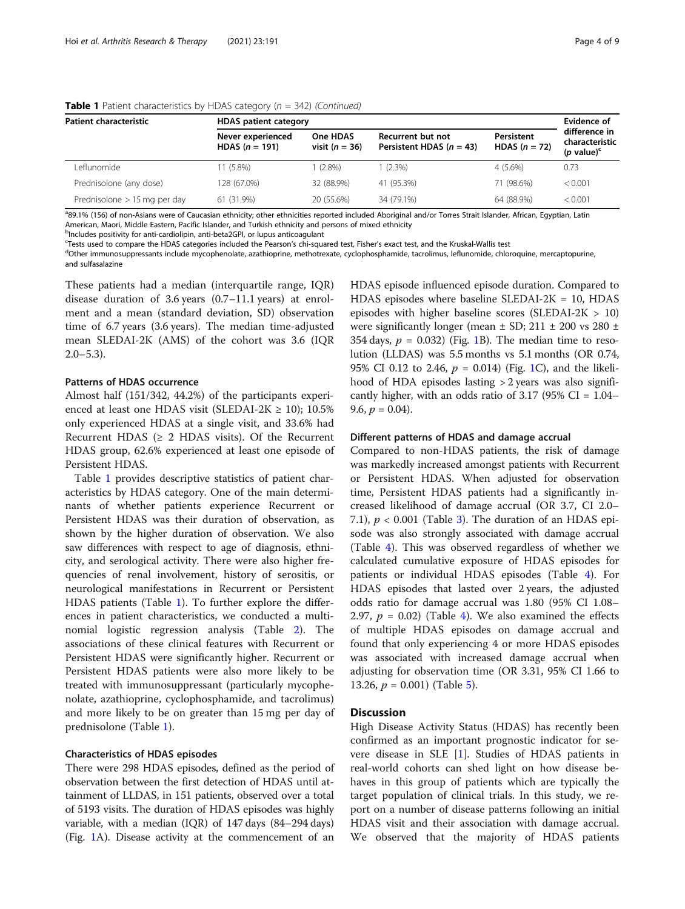**Table 1** Patient characteristics by HDAS category ($n$ = 342) *(Continued)*

| Patient characteristic | HDAS patient category | | | | Evidence of difference in characteristic ($p$ value)[c] |
|---|---|---|---|---|---|
| | Never experienced HDAS ($n$ = 191) | One HDAS visit ($n$ = 36) | Recurrent but not Persistent HDAS ($n$ = 43) | Persistent HDAS ($n$ = 72) | |
| Leflunomide | 11 (5.8%) | 1 (2.8%) | 1 (2.3%) | 4 (5.6%) | 0.73 |
| Prednisolone (any dose) | 128 (67.0%) | 32 (88.9%) | 41 (95.3%) | 71 (98.6%) | < 0.001 |
| Prednisolone > 15 mg per day | 61 (31.9%) | 20 (55.6%) | 34 (79.1%) | 64 (88.9%) | < 0.001 |

[a]89.1% (156) of non-Asians were of Caucasian ethnicity; other ethnicities reported included Aboriginal and/or Torres Strait Islander, African, Egyptian, Latin American, Maori, Middle Eastern, Pacific Islander, and Turkish ethnicity and persons of mixed ethnicity

[b]Includes positivity for anti-cardiolipin, anti-beta2GPI, or lupus anticoagulant

[c]Tests used to compare the HDAS categories included the Pearson's chi-squared test, Fisher's exact test, and the Kruskal-Wallis test

[d]Other immunosuppressants include mycophenolate, azathioprine, methotrexate, cyclophosphamide, tacrolimus, leflunomide, chloroquine, mercaptopurine, and sulfasalazine

These patients had a median (interquartile range, IQR) disease duration of 3.6 years (0.7–11.1 years) at enrolment and a mean (standard deviation, SD) observation time of 6.7 years (3.6 years). The median time-adjusted mean SLEDAI-2K (AMS) of the cohort was 3.6 (IQR 2.0–5.3).

### Patterns of HDAS occurrence

Almost half (151/342, 44.2%) of the participants experienced at least one HDAS visit (SLEDAI-2K ≥ 10); 10.5% only experienced HDAS at a single visit, and 33.6% had Recurrent HDAS (≥ 2 HDAS visits). Of the Recurrent HDAS group, 62.6% experienced at least one episode of Persistent HDAS.

Table 1 provides descriptive statistics of patient characteristics by HDAS category. One of the main determinants of whether patients experience Recurrent or Persistent HDAS was their duration of observation, as shown by the higher duration of observation. We also saw differences with respect to age of diagnosis, ethnicity, and serological activity. There were also higher frequencies of renal involvement, history of serositis, or neurological manifestations in Recurrent or Persistent HDAS patients (Table 1). To further explore the differences in patient characteristics, we conducted a multinomial logistic regression analysis (Table 2). The associations of these clinical features with Recurrent or Persistent HDAS were significantly higher. Recurrent or Persistent HDAS patients were also more likely to be treated with immunosuppressant (particularly mycophenolate, azathioprine, cyclophosphamide, and tacrolimus) and more likely to be on greater than 15 mg per day of prednisolone (Table 1).

### Characteristics of HDAS episodes

There were 298 HDAS episodes, defined as the period of observation between the first detection of HDAS until attainment of LLDAS, in 151 patients, observed over a total of 5193 visits. The duration of HDAS episodes was highly variable, with a median (IQR) of 147 days (84–294 days) (Fig. 1A). Disease activity at the commencement of an HDAS episode influenced episode duration. Compared to HDAS episodes where baseline SLEDAI-2K = 10, HDAS episodes with higher baseline scores (SLEDAI-2K > 10) were significantly longer (mean ± SD; 211 ± 200 vs 280 ± 354 days, $p$ = 0.032) (Fig. 1B). The median time to resolution (LLDAS) was 5.5 months vs 5.1 months (OR 0.74, 95% CI 0.12 to 2.46, $p$ = 0.014) (Fig. 1C), and the likelihood of HDA episodes lasting > 2 years was also significantly higher, with an odds ratio of 3.17 (95% CI = 1.04–9.6, $p$ = 0.04).

### Different patterns of HDAS and damage accrual

Compared to non-HDAS patients, the risk of damage was markedly increased amongst patients with Recurrent or Persistent HDAS. When adjusted for observation time, Persistent HDAS patients had a significantly increased likelihood of damage accrual (OR 3.7, CI 2.0–7.1), $p$ < 0.001 (Table 3). The duration of an HDAS episode was also strongly associated with damage accrual (Table 4). This was observed regardless of whether we calculated cumulative exposure of HDAS episodes for patients or individual HDAS episodes (Table 4). For HDAS episodes that lasted over 2 years, the adjusted odds ratio for damage accrual was 1.80 (95% CI 1.08–2.97, $p$ = 0.02) (Table 4). We also examined the effects of multiple HDAS episodes on damage accrual and found that only experiencing 4 or more HDAS episodes was associated with increased damage accrual when adjusting for observation time (OR 3.31, 95% CI 1.66 to 13.26, $p$ = 0.001) (Table 5).

## Discussion

High Disease Activity Status (HDAS) has recently been confirmed as an important prognostic indicator for severe disease in SLE [1]. Studies of HDAS patients in real-world cohorts can shed light on how disease behaves in this group of patients which are typically the target population of clinical trials. In this study, we report on a number of disease patterns following an initial HDAS visit and their association with damage accrual. We observed that the majority of HDAS patients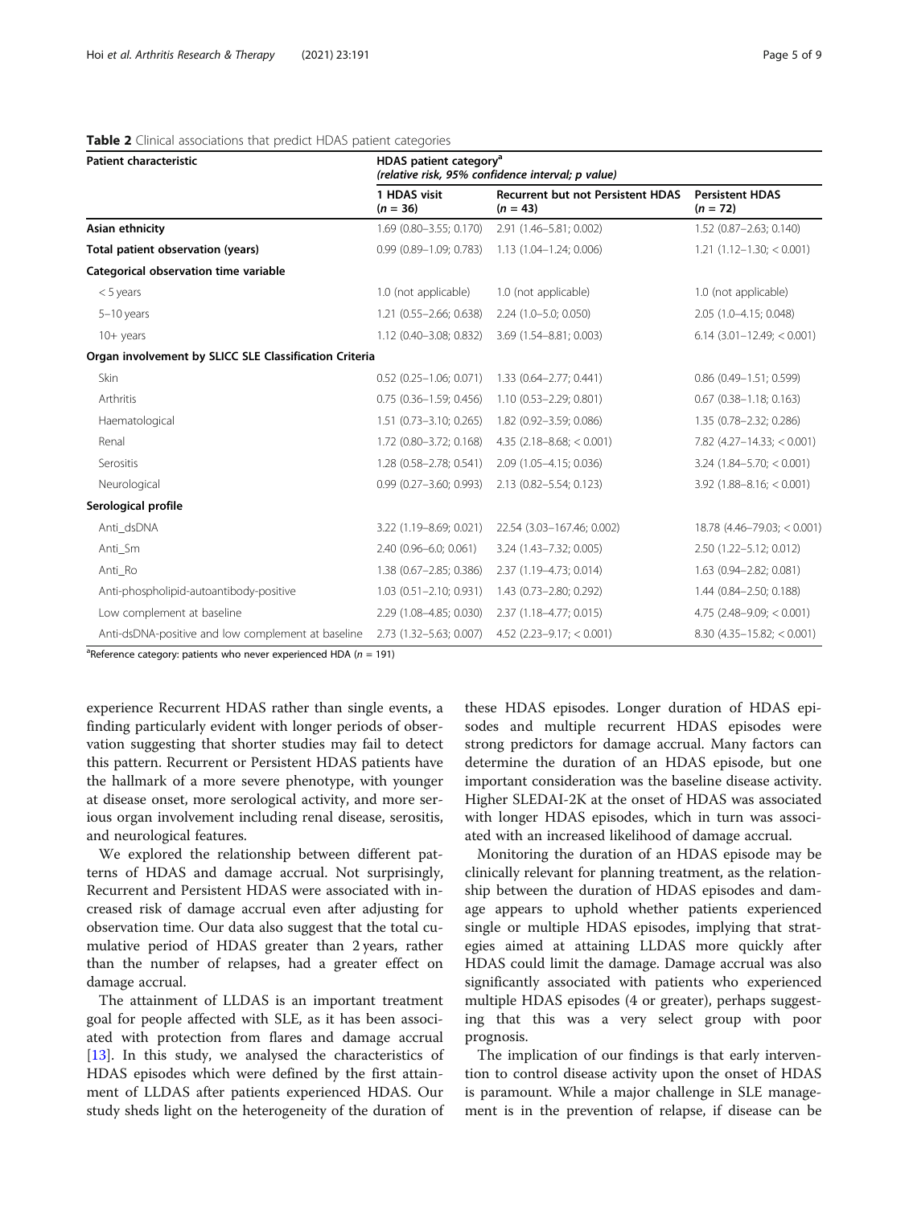**Table 2** Clinical associations that predict HDAS patient categories

| Patient characteristic | HDAS patient category[a] *(relative risk, 95% confidence interval; p value)* | | |
|---|---|---|---|
| | 1 HDAS visit ($n = 36$) | Recurrent but not Persistent HDAS ($n = 43$) | Persistent HDAS ($n = 72$) |
| **Asian ethnicity** | 1.69 (0.80–3.55; 0.170) | 2.91 (1.46–5.81; 0.002) | 1.52 (0.87–2.63; 0.140) |
| **Total patient observation (years)** | 0.99 (0.89–1.09; 0.783) | 1.13 (1.04–1.24; 0.006) | 1.21 (1.12–1.30; < 0.001) |
| **Categorical observation time variable** | | | |
| < 5 years | 1.0 (not applicable) | 1.0 (not applicable) | 1.0 (not applicable) |
| 5–10 years | 1.21 (0.55–2.66; 0.638) | 2.24 (1.0–5.0; 0.050) | 2.05 (1.0–4.15; 0.048) |
| 10+ years | 1.12 (0.40–3.08; 0.832) | 3.69 (1.54–8.81; 0.003) | 6.14 (3.01–12.49; < 0.001) |
| **Organ involvement by SLICC SLE Classification Criteria** | | | |
| Skin | 0.52 (0.25–1.06; 0.071) | 1.33 (0.64–2.77; 0.441) | 0.86 (0.49–1.51; 0.599) |
| Arthritis | 0.75 (0.36–1.59; 0.456) | 1.10 (0.53–2.29; 0.801) | 0.67 (0.38–1.18; 0.163) |
| Haematological | 1.51 (0.73–3.10; 0.265) | 1.82 (0.92–3.59; 0.086) | 1.35 (0.78–2.32; 0.286) |
| Renal | 1.72 (0.80–3.72; 0.168) | 4.35 (2.18–8.68; < 0.001) | 7.82 (4.27–14.33; < 0.001) |
| Serositis | 1.28 (0.58–2.78; 0.541) | 2.09 (1.05–4.15; 0.036) | 3.24 (1.84–5.70; < 0.001) |
| Neurological | 0.99 (0.27–3.60; 0.993) | 2.13 (0.82–5.54; 0.123) | 3.92 (1.88–8.16; < 0.001) |
| **Serological profile** | | | |
| Anti_dsDNA | 3.22 (1.19–8.69; 0.021) | 22.54 (3.03–167.46; 0.002) | 18.78 (4.46–79.03; < 0.001) |
| Anti_Sm | 2.40 (0.96–6.0; 0.061) | 3.24 (1.43–7.32; 0.005) | 2.50 (1.22–5.12; 0.012) |
| Anti_Ro | 1.38 (0.67–2.85; 0.386) | 2.37 (1.19–4.73; 0.014) | 1.63 (0.94–2.82; 0.081) |
| Anti-phospholipid-autoantibody-positive | 1.03 (0.51–2.10; 0.931) | 1.43 (0.73–2.80; 0.292) | 1.44 (0.84–2.50; 0.188) |
| Low complement at baseline | 2.29 (1.08–4.85; 0.030) | 2.37 (1.18–4.77; 0.015) | 4.75 (2.48–9.09; < 0.001) |
| Anti-dsDNA-positive and low complement at baseline | 2.73 (1.32–5.63; 0.007) | 4.52 (2.23–9.17; < 0.001) | 8.30 (4.35–15.82; < 0.001) |

[a]Reference category: patients who never experienced HDA ($n = 191$)

experience Recurrent HDAS rather than single events, a finding particularly evident with longer periods of observation suggesting that shorter studies may fail to detect this pattern. Recurrent or Persistent HDAS patients have the hallmark of a more severe phenotype, with younger at disease onset, more serological activity, and more serious organ involvement including renal disease, serositis, and neurological features.

We explored the relationship between different patterns of HDAS and damage accrual. Not surprisingly, Recurrent and Persistent HDAS were associated with increased risk of damage accrual even after adjusting for observation time. Our data also suggest that the total cumulative period of HDAS greater than 2 years, rather than the number of relapses, had a greater effect on damage accrual.

The attainment of LLDAS is an important treatment goal for people affected with SLE, as it has been associated with protection from flares and damage accrual [13]. In this study, we analysed the characteristics of HDAS episodes which were defined by the first attainment of LLDAS after patients experienced HDAS. Our study sheds light on the heterogeneity of the duration of these HDAS episodes. Longer duration of HDAS episodes and multiple recurrent HDAS episodes were strong predictors for damage accrual. Many factors can determine the duration of an HDAS episode, but one important consideration was the baseline disease activity. Higher SLEDAI-2K at the onset of HDAS was associated with longer HDAS episodes, which in turn was associated with an increased likelihood of damage accrual.

Monitoring the duration of an HDAS episode may be clinically relevant for planning treatment, as the relationship between the duration of HDAS episodes and damage appears to uphold whether patients experienced single or multiple HDAS episodes, implying that strategies aimed at attaining LLDAS more quickly after HDAS could limit the damage. Damage accrual was also significantly associated with patients who experienced multiple HDAS episodes (4 or greater), perhaps suggesting that this was a very select group with poor prognosis.

The implication of our findings is that early intervention to control disease activity upon the onset of HDAS is paramount. While a major challenge in SLE management is in the prevention of relapse, if disease can be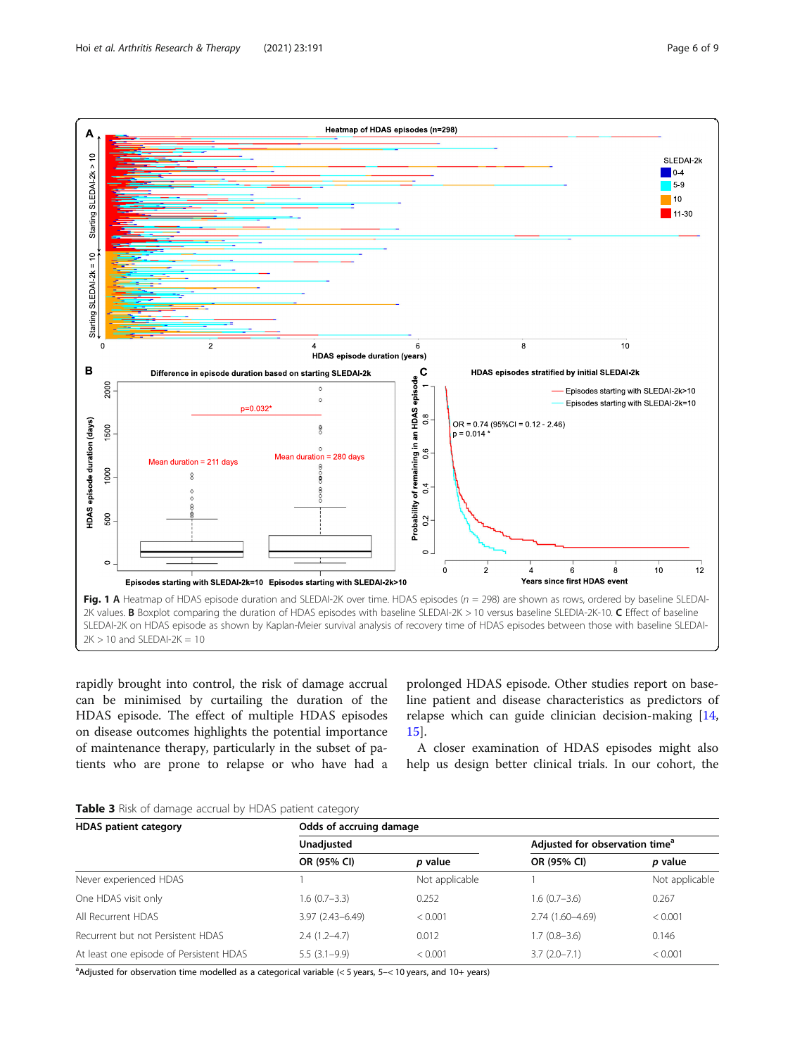**Fig. 1** **A** Heatmap of HDAS episode duration and SLEDAI-2K over time. HDAS episodes ($n$ = 298) are shown as rows, ordered by baseline SLEDAI-2K values. **B** Boxplot comparing the duration of HDAS episodes with baseline SLEDAI-2K > 10 versus baseline SLEDIA-2K-10. **C** Effect of baseline SLEDAI-2K on HDAS episode as shown by Kaplan-Meier survival analysis of recovery time of HDAS episodes between those with baseline SLEDAI-2K > 10 and SLEDAI-2K = 10

rapidly brought into control, the risk of damage accrual can be minimised by curtailing the duration of the HDAS episode. The effect of multiple HDAS episodes on disease outcomes highlights the potential importance of maintenance therapy, particularly in the subset of patients who are prone to relapse or who have had a prolonged HDAS episode. Other studies report on baseline patient and disease characteristics as predictors of relapse which can guide clinician decision-making [14, 15].

A closer examination of HDAS episodes might also help us design better clinical trials. In our cohort, the

**Table 3** Risk of damage accrual by HDAS patient category

| HDAS patient category | Odds of accruing damage | | | |
|---|---|---|---|---|
| | Unadjusted | | Adjusted for observation time[a] | |
| | OR (95% CI) | *p* value | OR (95% CI) | *p* value |
| Never experienced HDAS | 1 | Not applicable | 1 | Not applicable |
| One HDAS visit only | 1.6 (0.7–3.3) | 0.252 | 1.6 (0.7–3.6) | 0.267 |
| All Recurrent HDAS | 3.97 (2.43–6.49) | < 0.001 | 2.74 (1.60–4.69) | < 0.001 |
| Recurrent but not Persistent HDAS | 2.4 (1.2–4.7) | 0.012 | 1.7 (0.8–3.6) | 0.146 |
| At least one episode of Persistent HDAS | 5.5 (3.1–9.9) | < 0.001 | 3.7 (2.0–7.1) | < 0.001 |

[a]Adjusted for observation time modelled as a categorical variable (< 5 years, 5–< 10 years, and 10+ years)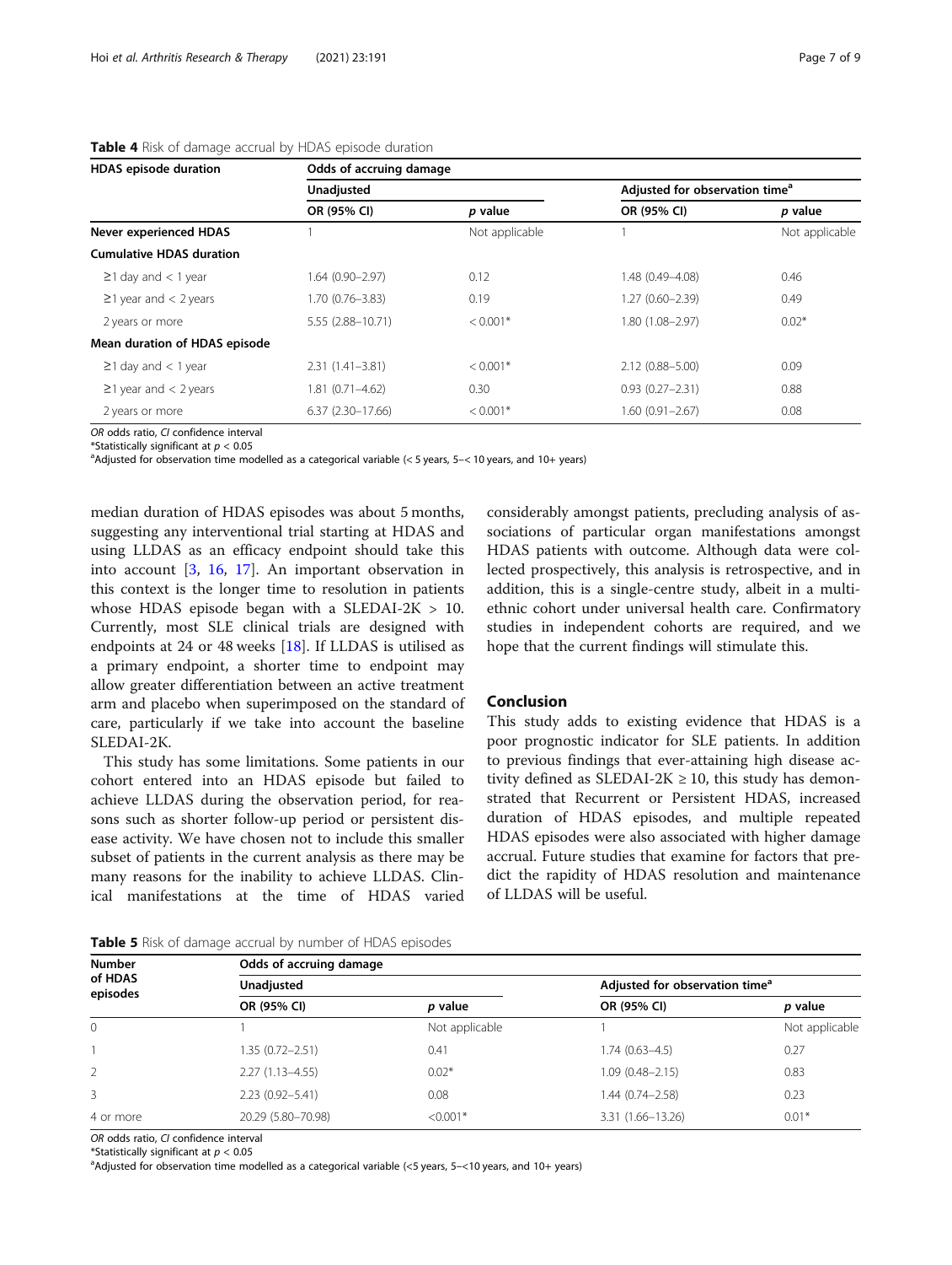**Table 4** Risk of damage accrual by HDAS episode duration

| HDAS episode duration | Odds of accruing damage | | | |
|---|---|---|---|---|
| | Unadjusted | | Adjusted for observation time[a] | |
| | OR (95% CI) | *p* value | OR (95% CI) | *p* value |
| **Never experienced HDAS** | 1 | Not applicable | 1 | Not applicable |
| **Cumulative HDAS duration** | | | | |
| ≥1 day and < 1 year | 1.64 (0.90–2.97) | 0.12 | 1.48 (0.49–4.08) | 0.46 |
| ≥1 year and < 2 years | 1.70 (0.76–3.83) | 0.19 | 1.27 (0.60–2.39) | 0.49 |
| 2 years or more | 5.55 (2.88–10.71) | < 0.001* | 1.80 (1.08–2.97) | 0.02* |
| **Mean duration of HDAS episode** | | | | |
| ≥1 day and < 1 year | 2.31 (1.41–3.81) | < 0.001* | 2.12 (0.88–5.00) | 0.09 |
| ≥1 year and < 2 years | 1.81 (0.71–4.62) | 0.30 | 0.93 (0.27–2.31) | 0.88 |
| 2 years or more | 6.37 (2.30–17.66) | < 0.001* | 1.60 (0.91–2.67) | 0.08 |

*OR* odds ratio, *CI* confidence interval
*Statistically significant at $p < 0.05$
[a]Adjusted for observation time modelled as a categorical variable (< 5 years, 5–< 10 years, and 10+ years)

median duration of HDAS episodes was about 5 months, suggesting any interventional trial starting at HDAS and using LLDAS as an efficacy endpoint should take this into account [3, 16, 17]. An important observation in this context is the longer time to resolution in patients whose HDAS episode began with a SLEDAI-2K > 10. Currently, most SLE clinical trials are designed with endpoints at 24 or 48 weeks [18]. If LLDAS is utilised as a primary endpoint, a shorter time to endpoint may allow greater differentiation between an active treatment arm and placebo when superimposed on the standard of care, particularly if we take into account the baseline SLEDAI-2K.

This study has some limitations. Some patients in our cohort entered into an HDAS episode but failed to achieve LLDAS during the observation period, for reasons such as shorter follow-up period or persistent disease activity. We have chosen not to include this smaller subset of patients in the current analysis as there may be many reasons for the inability to achieve LLDAS. Clinical manifestations at the time of HDAS varied considerably amongst patients, precluding analysis of associations of particular organ manifestations amongst HDAS patients with outcome. Although data were collected prospectively, this analysis is retrospective, and in addition, this is a single-centre study, albeit in a multi-ethnic cohort under universal health care. Confirmatory studies in independent cohorts are required, and we hope that the current findings will stimulate this.

## Conclusion

This study adds to existing evidence that HDAS is a poor prognostic indicator for SLE patients. In addition to previous findings that ever-attaining high disease activity defined as SLEDAI-2K ≥ 10, this study has demonstrated that Recurrent or Persistent HDAS, increased duration of HDAS episodes, and multiple repeated HDAS episodes were also associated with higher damage accrual. Future studies that examine for factors that predict the rapidity of HDAS resolution and maintenance of LLDAS will be useful.

**Table 5** Risk of damage accrual by number of HDAS episodes

| Number of HDAS episodes | Odds of accruing damage | | | |
|---|---|---|---|---|
| | Unadjusted | | Adjusted for observation time[a] | |
| | OR (95% CI) | *p* value | OR (95% CI) | *p* value |
| 0 | 1 | Not applicable | 1 | Not applicable |
| 1 | 1.35 (0.72–2.51) | 0.41 | 1.74 (0.63–4.5) | 0.27 |
| 2 | 2.27 (1.13–4.55) | 0.02* | 1.09 (0.48–2.15) | 0.83 |
| 3 | 2.23 (0.92–5.41) | 0.08 | 1.44 (0.74–2.58) | 0.23 |
| 4 or more | 20.29 (5.80–70.98) | <0.001* | 3.31 (1.66–13.26) | 0.01* |

*OR* odds ratio, *CI* confidence interval
*Statistically significant at $p < 0.05$
[a]Adjusted for observation time modelled as a categorical variable (<5 years, 5–<10 years, and 10+ years)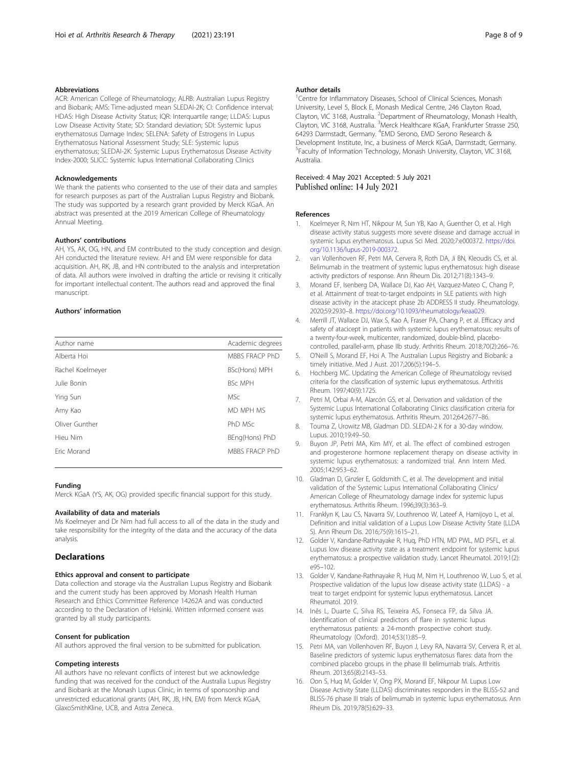### Abbreviations

ACR: American College of Rheumatology; ALRB: Australian Lupus Registry and Biobank; AMS: Time-adjusted mean SLEDAI-2K; CI: Confidence interval; HDAS: High Disease Activity Status; IQR: Interquartile range; LLDAS: Lupus Low Disease Activity State; SD: Standard deviation; SDI: Systemic lupus erythematosus Damage Index; SELENA: Safety of Estrogens in Lupus Erythematosus National Assessment Study; SLE: Systemic lupus erythematosus; SLEDAI-2K: Systemic Lupus Erythematosus Disease Activity Index-2000; SLICC: Systemic lupus International Collaborating Clinics

### Acknowledgements

We thank the patients who consented to the use of their data and samples for research purposes as part of the Australian Lupus Registry and Biobank. The study was supported by a research grant provided by Merck KGaA. An abstract was presented at the 2019 American College of Rheumatology Annual Meeting.

### Authors' contributions

AH, YS, AK, OG, HN, and EM contributed to the study conception and design. AH conducted the literature review. AH and EM were responsible for data acquisition. AH, RK, JB, and HN contributed to the analysis and interpretation of data. All authors were involved in drafting the article or revising it critically for important intellectual content. The authors read and approved the final manuscript.

### Authors' information

| Author name | Academic degrees |
|---|---|
| Alberta Hoi | MBBS FRACP PhD |
| Rachel Koelmeyer | BSc(Hons) MPH |
| Julie Bonin | BSc MPH |
| Ying Sun | MSc |
| Amy Kao | MD MPH MS |
| Oliver Gunther | PhD MSc |
| Hieu Nim | BEng(Hons) PhD |
| Eric Morand | MBBS FRACP PhD |

### Funding

Merck KGaA (YS, AK, OG) provided specific financial support for this study.

### Availability of data and materials

Ms Koelmeyer and Dr Nim had full access to all of the data in the study and take responsibility for the integrity of the data and the accuracy of the data analysis.

## Declarations

### Ethics approval and consent to participate

Data collection and storage via the Australian Lupus Registry and Biobank and the current study has been approved by Monash Health Human Research and Ethics Committee Reference 14262A and was conducted according to the Declaration of Helsinki. Written informed consent was granted by all study participants.

### Consent for publication

All authors approved the final version to be submitted for publication.

### Competing interests

All authors have no relevant conflicts of interest but we acknowledge funding that was received for the conduct of the Australia Lupus Registry and Biobank at the Monash Lupus Clinic, in terms of sponsorship and unrestricted educational grants (AH, RK, JB, HN, EM) from Merck KGaA, GlaxoSmithKline, UCB, and Astra Zeneca.

### Author details

[1]Centre for Inflammatory Diseases, School of Clinical Sciences, Monash University, Level 5, Block E, Monash Medical Centre, 246 Clayton Road, Clayton, VIC 3168, Australia. [2]Department of Rheumatology, Monash Health, Clayton, VIC 3168, Australia. [3]Merck Healthcare KGaA, Frankfurter Strasse 250, 64293 Darmstadt, Germany. [4]EMD Serono, EMD Serono Research & Development Institute, Inc, a business of Merck KGaA, Darmstadt, Germany. [5]Faculty of Information Technology, Monash University, Clayton, VIC 3168, Australia.

Received: 4 May 2021 Accepted: 5 July 2021
Published online: 14 July 2021

### References

1. Koelmeyer R, Nim HT, Nikpour M, Sun YB, Kao A, Guenther O, et al. High disease activity status suggests more severe disease and damage accrual in systemic lupus erythematosus. Lupus Sci Med. 2020;7:e000372. https://doi.org/10.1136/lupus-2019-000372.
2. van Vollenhoven RF, Petri MA, Cervera R, Roth DA, Ji BN, Kleoudis CS, et al. Belimumab in the treatment of systemic lupus erythematosus: high disease activity predictors of response. Ann Rheum Dis. 2012;71(8):1343–9.
3. Morand EF, Isenberg DA, Wallace DJ, Kao AH, Vazquez-Mateo C, Chang P, et al. Attainment of treat-to-target endpoints in SLE patients with high disease activity in the atacicept phase 2b ADDRESS II study. Rheumatology. 2020;59:2930–8. https://doi.org/10.1093/rheumatology/keaa029.
4. Merrill JT, Wallace DJ, Wax S, Kao A, Fraser PA, Chang P, et al. Efficacy and safety of atacicept in patients with systemic lupus erythematosus: results of a twenty-four-week, multicenter, randomized, double-blind, placebo-controlled, parallel-arm, phase IIb study. Arthritis Rheum. 2018;70(2):266–76.
5. O'Neill S, Morand EF, Hoi A. The Australian Lupus Registry and Biobank: a timely initiative. Med J Aust. 2017;206(5):194–5.
6. Hochberg MC. Updating the American College of Rheumatology revised criteria for the classification of systemic lupus erythematosus. Arthritis Rheum. 1997;40(9):1725.
7. Petri M, Orbai A-M, Alarcón GS, et al. Derivation and validation of the Systemic Lupus International Collaborating Clinics classification criteria for systemic lupus erythematosus. Arthritis Rheum. 2012;64:2677–86.
8. Touma Z, Urowitz MB, Gladman DD. SLEDAI-2 K for a 30-day window. Lupus. 2010;19:49–50.
9. Buyon JP, Petri MA, Kim MY, et al. The effect of combined estrogen and progesterone hormone replacement therapy on disease activity in systemic lupus erythematosus: a randomized trial. Ann Intern Med. 2005;142:953–62.
10. Gladman D, Ginzler E, Goldsmith C, et al. The development and initial validation of the Systemic Lupus International Collaborating Clinics/American College of Rheumatology damage index for systemic lupus erythematosus. Arthritis Rheum. 1996;39(3):363–9.
11. Franklyn K, Lau CS, Navarra SV, Louthrenoo W, Lateef A, Hamijoyo L, et al. Definition and initial validation of a Lupus Low Disease Activity State (LLDAS). Ann Rheum Dis. 2016;75(9):1615–21.
12. Golder V, Kandane-Rathnayake R, Huq, PhD HTN, MD PWL, MD PSFL, et al. Lupus low disease activity state as a treatment endpoint for systemic lupus erythematosus: a prospective validation study. Lancet Rheumatol. 2019;1(2):e95–102.
13. Golder V, Kandane-Rathnayake R, Huq M, Nim H, Louthrenoo W, Luo S, et al. Prospective validation of the lupus low disease activity state (LLDAS) - a treat to target endpoint for systemic lupus erythematosus. Lancet Rheumatol. 2019.
14. Inês L, Duarte C, Silva RS, Teixeira AS, Fonseca FP, da Silva JA. Identification of clinical predictors of flare in systemic lupus erythematosus patients: a 24-month prospective cohort study. Rheumatology (Oxford). 2014;53(1):85–9.
15. Petri MA, van Vollenhoven RF, Buyon J, Levy RA, Navarra SV, Cervera R, et al. Baseline predictors of systemic lupus erythematosus flares: data from the combined placebo groups in the phase III belimumab trials. Arthritis Rheum. 2013;65(8):2143–53.
16. Oon S, Huq M, Golder V, Ong PX, Morand EF, Nikpour M. Lupus Low Disease Activity State (LLDAS) discriminates responders in the BLISS-52 and BLISS-76 phase III trials of belimumab in systemic lupus erythematosus. Ann Rheum Dis. 2019;78(5):629–33.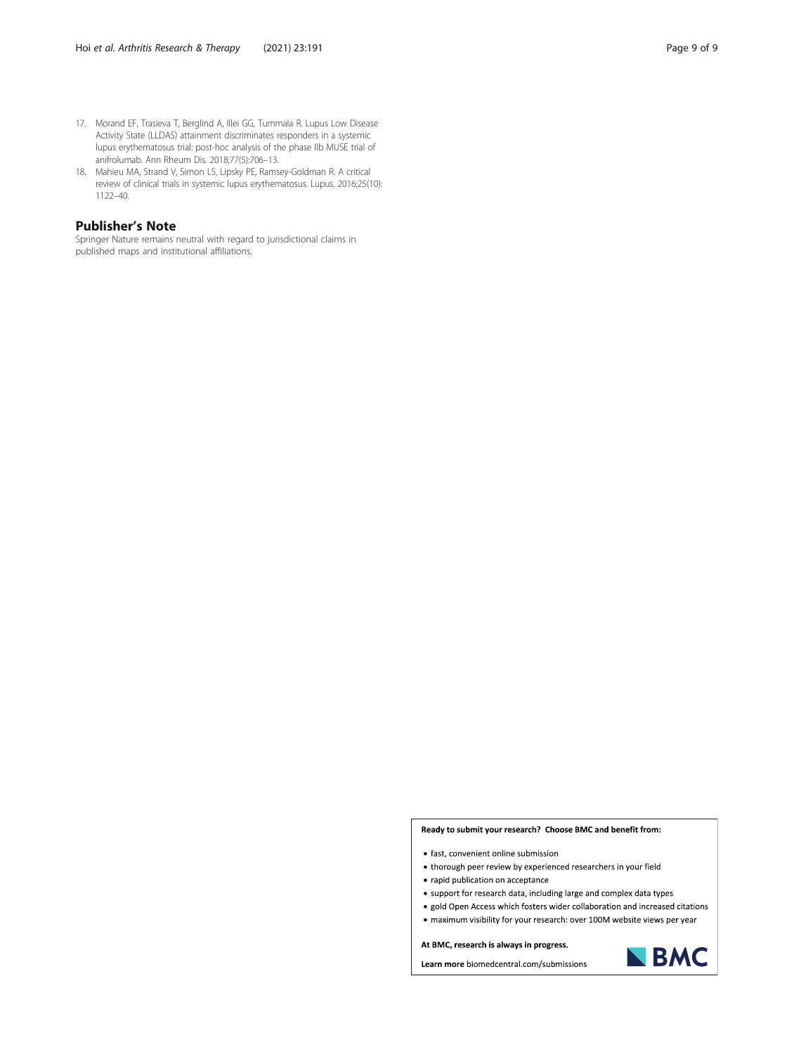17. Morand EF, Trasieva T, Berglind A, Illei GG, Tummala R. Lupus Low Disease Activity State (LLDAS) attainment discriminates responders in a systemic lupus erythematosus trial: post-hoc analysis of the phase IIb MUSE trial of anifrolumab. Ann Rheum Dis. 2018;77(5):706–13.
18. Mahieu MA, Strand V, Simon LS, Lipsky PE, Ramsey-Goldman R. A critical review of clinical trials in systemic lupus erythematosus. Lupus. 2016;25(10):1122–40.

## Publisher's Note

Springer Nature remains neutral with regard to jurisdictional claims in published maps and institutional affiliations.

**Ready to submit your research? Choose BMC and benefit from:**

- fast, convenient online submission
- thorough peer review by experienced researchers in your field
- rapid publication on acceptance
- support for research data, including large and complex data types
- gold Open Access which fosters wider collaboration and increased citations
- maximum visibility for your research: over 100M website views per year

**At BMC, research is always in progress.**

**Learn more** biomedcentral.com/submissions